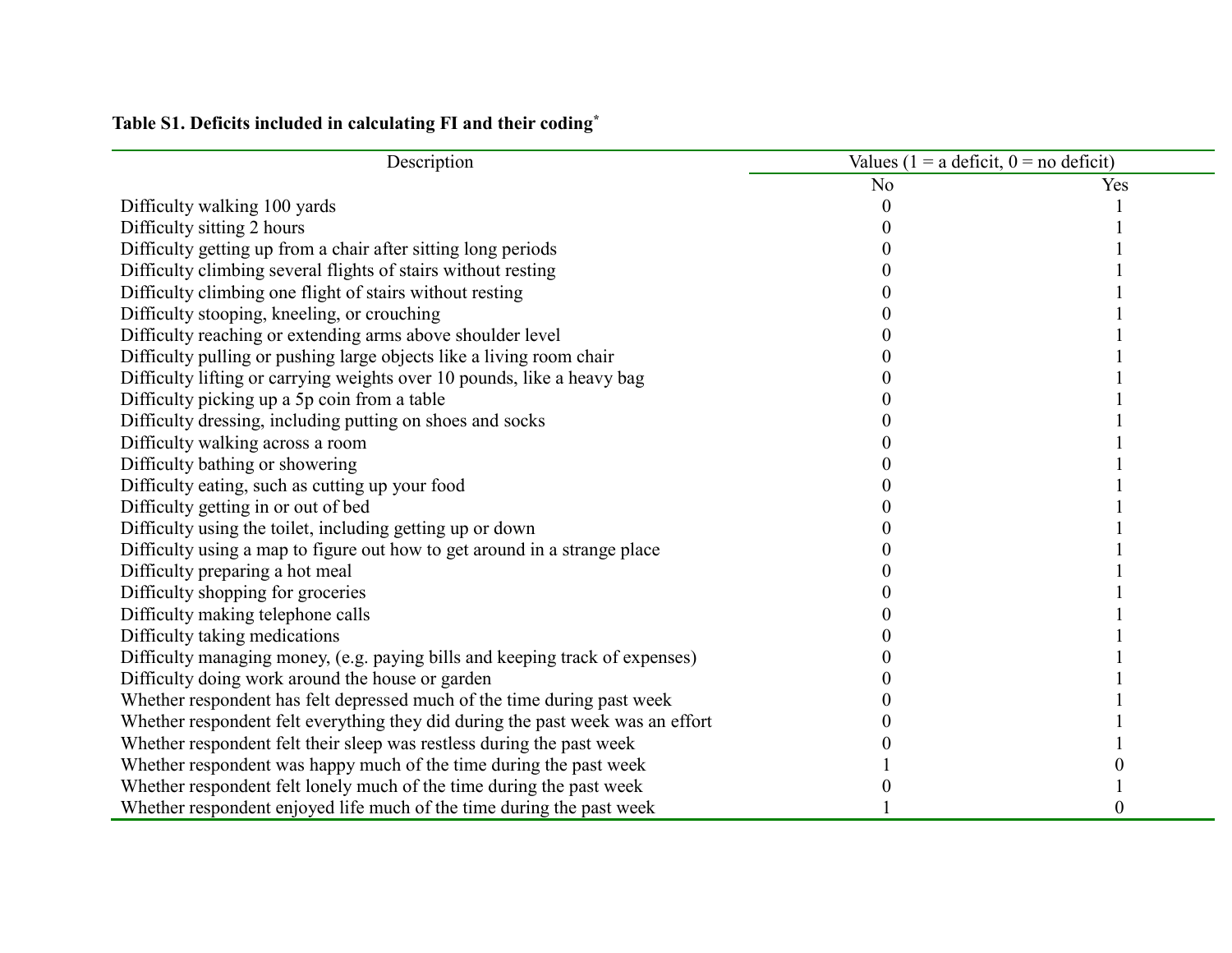**Table S1. Deficits included in calculating FI and their coding***

| Description | Values (1 = a deficit, 0 = no deficit) | |
|---|---|---|
| | No | Yes |
| Difficulty walking 100 yards | 0 | 1 |
| Difficulty sitting 2 hours | 0 | 1 |
| Difficulty getting up from a chair after sitting long periods | 0 | 1 |
| Difficulty climbing several flights of stairs without resting | 0 | 1 |
| Difficulty climbing one flight of stairs without resting | 0 | 1 |
| Difficulty stooping, kneeling, or crouching | 0 | 1 |
| Difficulty reaching or extending arms above shoulder level | 0 | 1 |
| Difficulty pulling or pushing large objects like a living room chair | 0 | 1 |
| Difficulty lifting or carrying weights over 10 pounds, like a heavy bag | 0 | 1 |
| Difficulty picking up a 5p coin from a table | 0 | 1 |
| Difficulty dressing, including putting on shoes and socks | 0 | 1 |
| Difficulty walking across a room | 0 | 1 |
| Difficulty bathing or showering | 0 | 1 |
| Difficulty eating, such as cutting up your food | 0 | 1 |
| Difficulty getting in or out of bed | 0 | 1 |
| Difficulty using the toilet, including getting up or down | 0 | 1 |
| Difficulty using a map to figure out how to get around in a strange place | 0 | 1 |
| Difficulty preparing a hot meal | 0 | 1 |
| Difficulty shopping for groceries | 0 | 1 |
| Difficulty making telephone calls | 0 | 1 |
| Difficulty taking medications | 0 | 1 |
| Difficulty managing money, (e.g. paying bills and keeping track of expenses) | 0 | 1 |
| Difficulty doing work around the house or garden | 0 | 1 |
| Whether respondent has felt depressed much of the time during past week | 0 | 1 |
| Whether respondent felt everything they did during the past week was an effort | 0 | 1 |
| Whether respondent felt their sleep was restless during the past week | 0 | 1 |
| Whether respondent was happy much of the time during the past week | 1 | 0 |
| Whether respondent felt lonely much of the time during the past week | 0 | 1 |
| Whether respondent enjoyed life much of the time during the past week | 1 | 0 |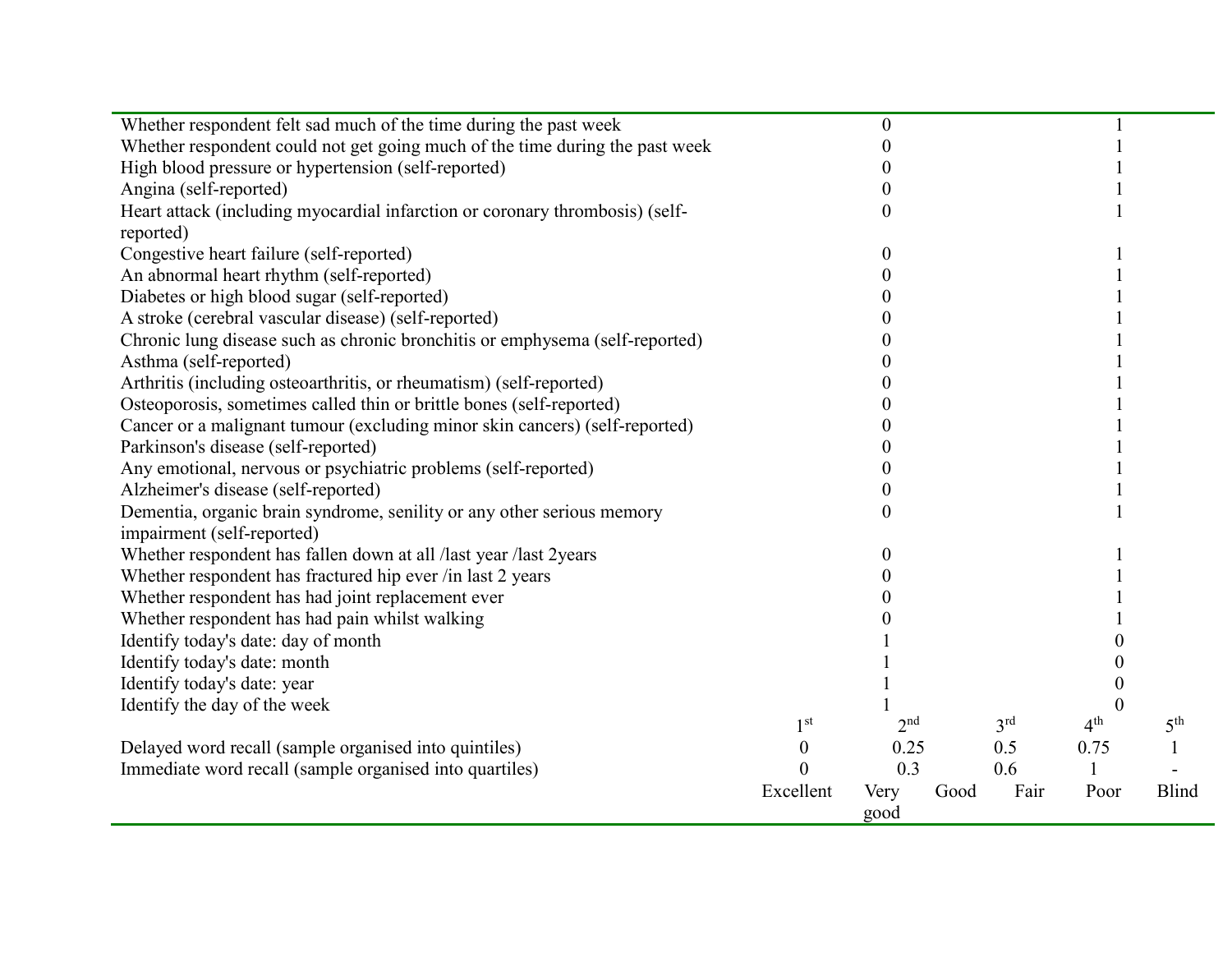| | | | | | | |
|---|---|---|---|---|---|---|
| Whether respondent felt sad much of the time during the past week | | 0 | | | 1 | |
| Whether respondent could not get going much of the time during the past week | | 0 | | | 1 | |
| High blood pressure or hypertension (self-reported) | | 0 | | | 1 | |
| Angina (self-reported) | | 0 | | | 1 | |
| Heart attack (including myocardial infarction or coronary thrombosis) (self-reported) | | 0 | | | 1 | |
| Congestive heart failure (self-reported) | | 0 | | | 1 | |
| An abnormal heart rhythm (self-reported) | | 0 | | | 1 | |
| Diabetes or high blood sugar (self-reported) | | 0 | | | 1 | |
| A stroke (cerebral vascular disease) (self-reported) | | 0 | | | 1 | |
| Chronic lung disease such as chronic bronchitis or emphysema (self-reported) | | 0 | | | 1 | |
| Asthma (self-reported) | | 0 | | | 1 | |
| Arthritis (including osteoarthritis, or rheumatism) (self-reported) | | 0 | | | 1 | |
| Osteoporosis, sometimes called thin or brittle bones (self-reported) | | 0 | | | 1 | |
| Cancer or a malignant tumour (excluding minor skin cancers) (self-reported) | | 0 | | | 1 | |
| Parkinson's disease (self-reported) | | 0 | | | 1 | |
| Any emotional, nervous or psychiatric problems (self-reported) | | 0 | | | 1 | |
| Alzheimer's disease (self-reported) | | 0 | | | 1 | |
| Dementia, organic brain syndrome, senility or any other serious memory impairment (self-reported) | | 0 | | | 1 | |
| Whether respondent has fallen down at all /last year /last 2years | | 0 | | | 1 | |
| Whether respondent has fractured hip ever /in last 2 years | | 0 | | | 1 | |
| Whether respondent has had joint replacement ever | | 0 | | | 1 | |
| Whether respondent has had pain whilst walking | | 0 | | | 1 | |
| Identify today's date: day of month | | 1 | | | 0 | |
| Identify today's date: month | | 1 | | | 0 | |
| Identify today's date: year | | 1 | | | 0 | |
| Identify the day of the week | | 1 | | | 0 | |
| | 1st | 2nd | | 3rd | 4th | 5th |
| Delayed word recall (sample organised into quintiles) | 0 | 0.25 | | 0.5 | 0.75 | 1 |
| Immediate word recall (sample organised into quartiles) | 0 | 0.3 | | 0.6 | 1 | - |
| | Excellent | Very good | Good | Fair | Poor | Blind |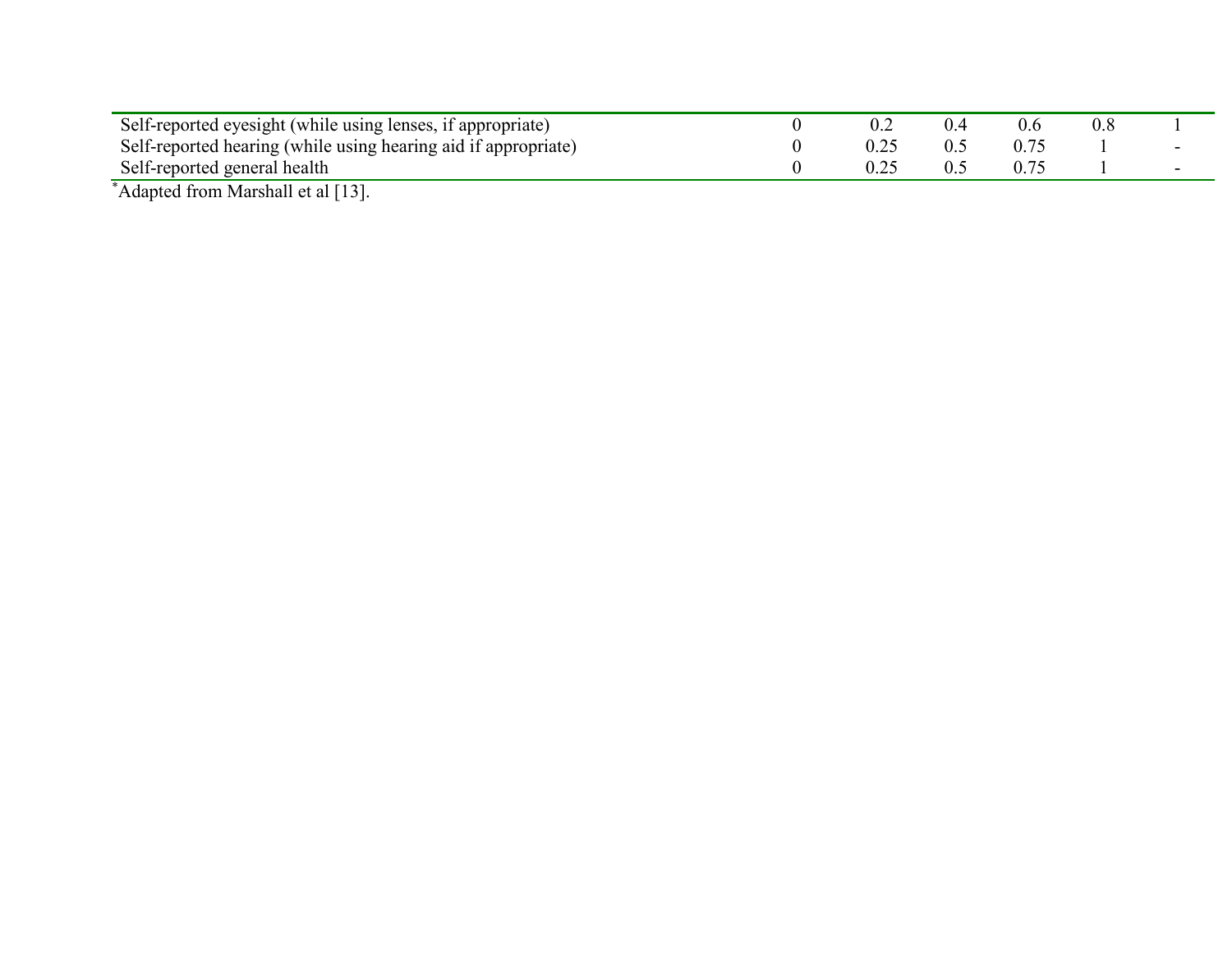| | | | | | | |
|---|---|---|---|---|---|---|
| Self-reported eyesight (while using lenses, if appropriate) | 0 | 0.2 | 0.4 | 0.6 | 0.8 | 1 |
| Self-reported hearing (while using hearing aid if appropriate) | 0 | 0.25 | 0.5 | 0.75 | 1 | - |
| Self-reported general health | 0 | 0.25 | 0.5 | 0.75 | 1 | - |

*Adapted from Marshall et al [13].